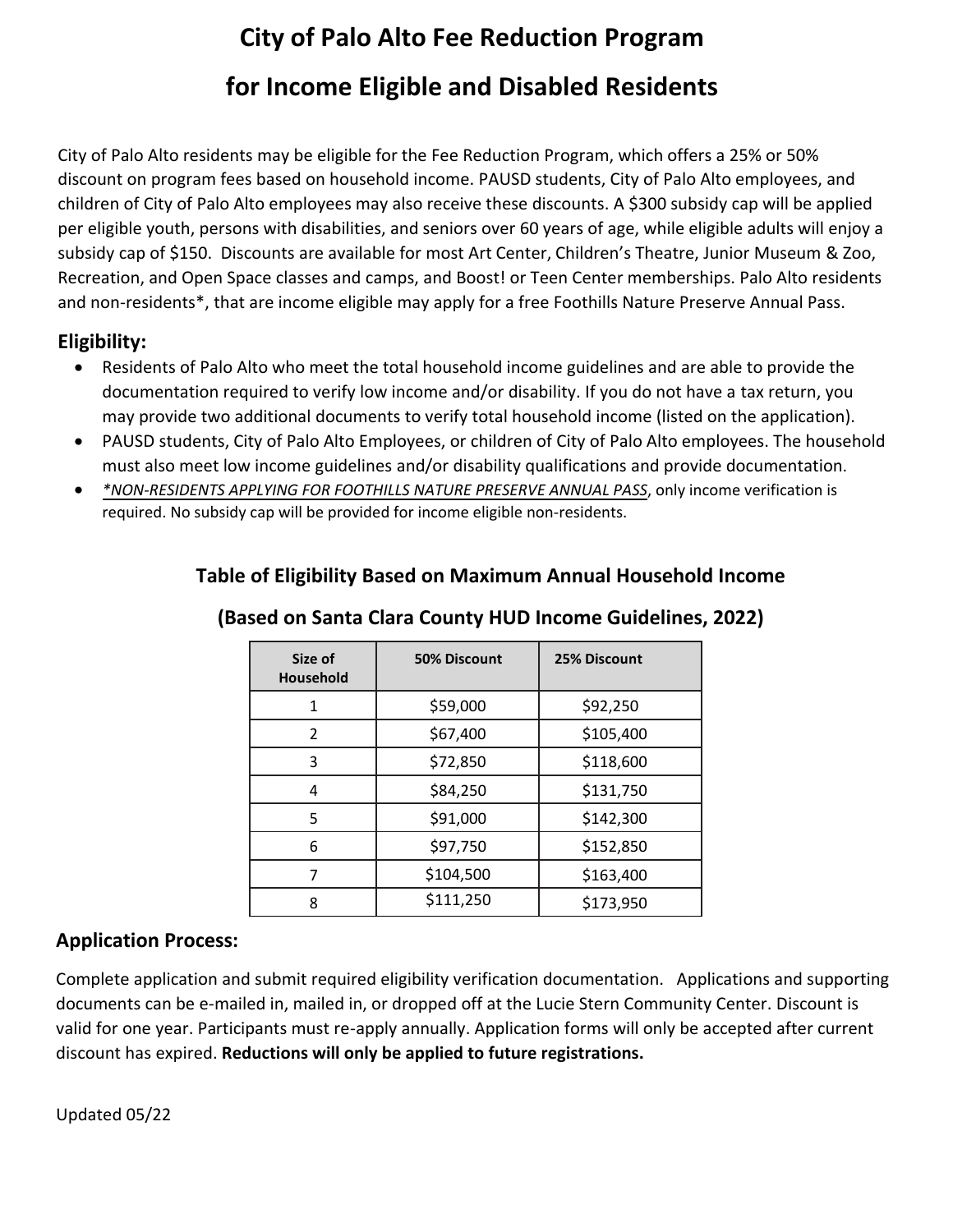# City of Palo Alto Fee Reduction Program

# for Income Eligible and Disabled Residents

City of Palo Alto residents may be eligible for the Fee Reduction Program, which offers a 25% or 50% discount on program fees based on household income. PAUSD students, City of Palo Alto employees, and children of City of Palo Alto employees may also receive these discounts. A $300 subsidy cap will be applied per eligible youth, persons with disabilities, and seniors over 60 years of age, while eligible adults will enjoy a subsidy cap of $150. Discounts are available for most Art Center, Children's Theatre, Junior Museum & Zoo, Recreation, and Open Space classes and camps, and Boost! or Teen Center memberships. Palo Alto residents and non-residents*, that are income eligible may apply for a free Foothills Nature Preserve Annual Pass.

## Eligibility:

- Residents of Palo Alto who meet the total household income guidelines and are able to provide the documentation required to verify low income and/or disability. If you do not have a tax return, you may provide two additional documents to verify total household income (listed on the application).
- PAUSD students, City of Palo Alto Employees, or children of City of Palo Alto employees. The household must also meet low income guidelines and/or disability qualifications and provide documentation.
- *<u>\*NON-RESIDENTS APPLYING FOR FOOTHILLS NATURE PRESERVE ANNUAL PASS</u>*, only income verification is required. No subsidy cap will be provided for income eligible non-residents.

### Table of Eligibility Based on Maximum Annual Household Income

### (Based on Santa Clara County HUD Income Guidelines, 2022)

| Size of Household | 50% Discount | 25% Discount |
|---|---|---|
| 1 | $59,000 | $92,250 |
| 2 | $67,400 | $105,400 |
| 3 | $72,850 | $118,600 |
| 4 | $84,250 | $131,750 |
| 5 | $91,000 | $142,300 |
| 6 | $97,750 | $152,850 |
| 7 | $104,500 | $163,400 |
| 8 | $111,250 | $173,950 |

## Application Process:

Complete application and submit required eligibility verification documentation. Applications and supporting documents can be e-mailed in, mailed in, or dropped off at the Lucie Stern Community Center. Discount is valid for one year. Participants must re-apply annually. Application forms will only be accepted after current discount has expired. **Reductions will only be applied to future registrations.**

Updated 05/22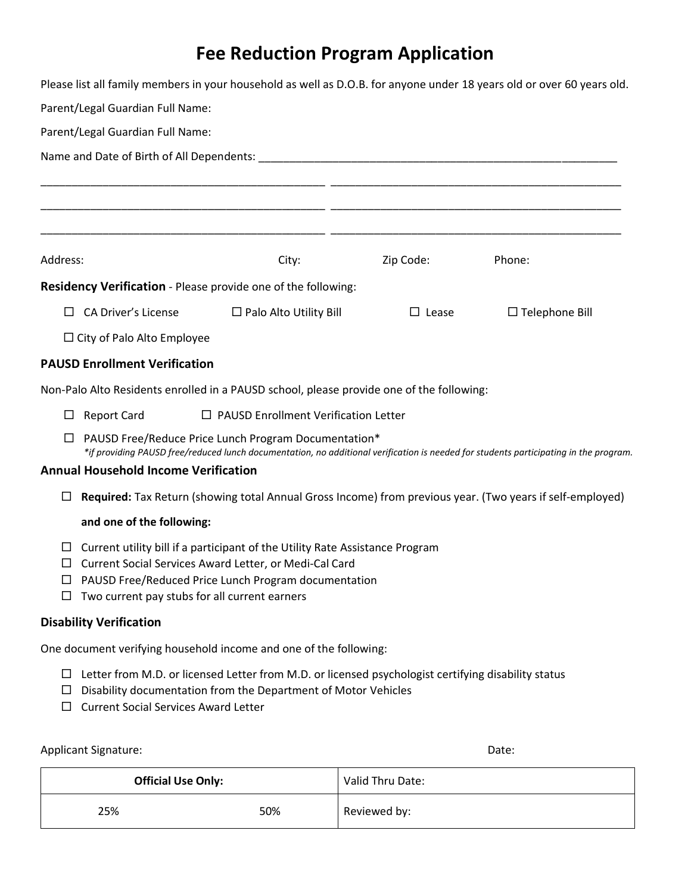# Fee Reduction Program Application

Please list all family members in your household as well as D.O.B. for anyone under 18 years old or over 60 years old.

Parent/Legal Guardian Full Name:

Parent/Legal Guardian Full Name:

Name and Date of Birth of All Dependents: ____________________________________________________________

______________________________________________ ______________________________________________

______________________________________________ ______________________________________________

______________________________________________ ______________________________________________

Address: City: Zip Code: Phone:

**Residency Verification** - Please provide one of the following:

- ☐ CA Driver's License
- ☐ Palo Alto Utility Bill
- ☐ Lease
- ☐ Telephone Bill
- ☐ City of Palo Alto Employee

**PAUSD Enrollment Verification**

Non-Palo Alto Residents enrolled in a PAUSD school, please provide one of the following:

- ☐ Report Card
- ☐ PAUSD Enrollment Verification Letter
- ☐ PAUSD Free/Reduce Price Lunch Program Documentation*
  *\*if providing PAUSD free/reduced lunch documentation, no additional verification is needed for students participating in the program.*

**Annual Household Income Verification**

- ☐ **Required:** Tax Return (showing total Annual Gross Income) from previous year. (Two years if self-employed)

**and one of the following:**

- ☐ Current utility bill if a participant of the Utility Rate Assistance Program
- ☐ Current Social Services Award Letter, or Medi-Cal Card
- ☐ PAUSD Free/Reduced Price Lunch Program documentation
- ☐ Two current pay stubs for all current earners

**Disability Verification**

One document verifying household income and one of the following:

- ☐ Letter from M.D. or licensed Letter from M.D. or licensed psychologist certifying disability status
- ☐ Disability documentation from the Department of Motor Vehicles
- ☐ Current Social Services Award Letter

Applicant Signature: Date:

| **Official Use Only:** | | Valid Thru Date: |
|---|---|---|
| 25% | 50% | Reviewed by: |